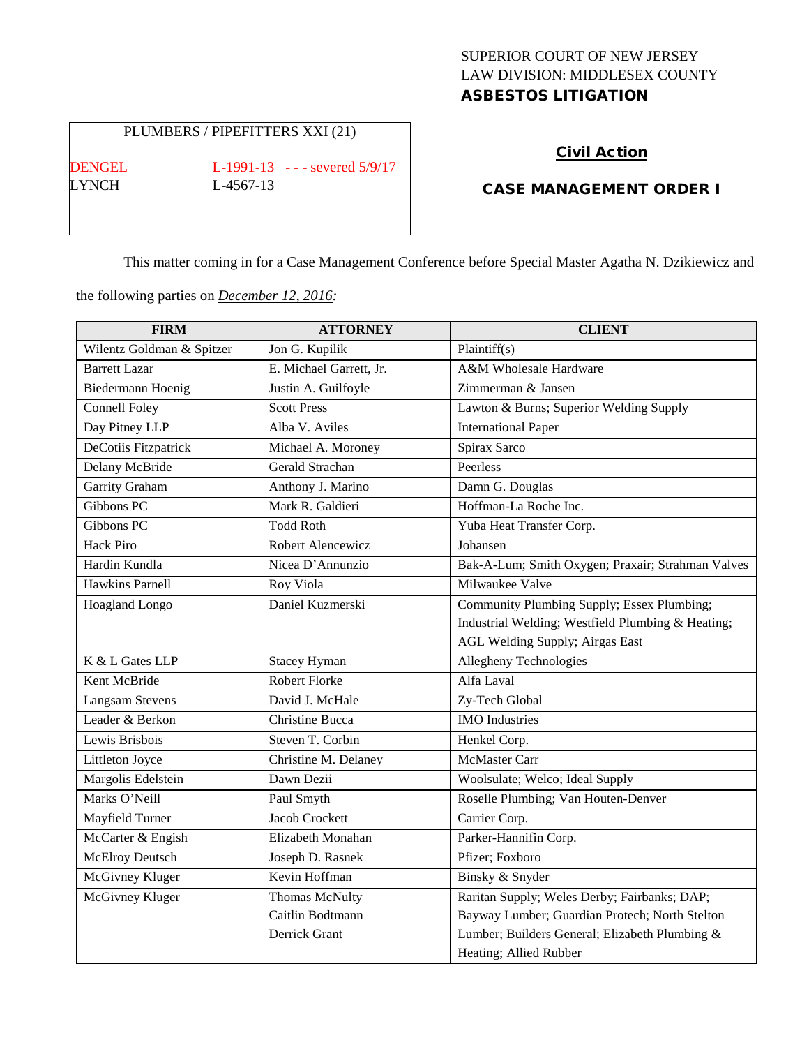SUPERIOR COURT OF NEW JERSEY
LAW DIVISION: MIDDLESEX COUNTY
**ASBESTOS LITIGATION**

PLUMBERS / PIPEFITTERS XXI (21)

DENGEL L-1991-13 - - - severed 5/9/17
LYNCH L-4567-13

## Civil Action

## CASE MANAGEMENT ORDER I

This matter coming in for a Case Management Conference before Special Master Agatha N. Dzikiewicz and the following parties on *December 12, 2016:*

| FIRM | ATTORNEY | CLIENT |
|---|---|---|
| Wilentz Goldman & Spitzer | Jon G. Kupilik | Plaintiff(s) |
| Barrett Lazar | E. Michael Garrett, Jr. | A&M Wholesale Hardware |
| Biedermann Hoenig | Justin A. Guilfoyle | Zimmerman & Jansen |
| Connell Foley | Scott Press | Lawton & Burns; Superior Welding Supply |
| Day Pitney LLP | Alba V. Aviles | International Paper |
| DeCotiis Fitzpatrick | Michael A. Moroney | Spirax Sarco |
| Delany McBride | Gerald Strachan | Peerless |
| Garrity Graham | Anthony J. Marino | Damn G. Douglas |
| Gibbons PC | Mark R. Galdieri | Hoffman-La Roche Inc. |
| Gibbons PC | Todd Roth | Yuba Heat Transfer Corp. |
| Hack Piro | Robert Alencewicz | Johansen |
| Hardin Kundla | Nicea D'Annunzio | Bak-A-Lum; Smith Oxygen; Praxair; Strahman Valves |
| Hawkins Parnell | Roy Viola | Milwaukee Valve |
| Hoagland Longo | Daniel Kuzmerski | Community Plumbing Supply; Essex Plumbing; Industrial Welding; Westfield Plumbing & Heating; AGL Welding Supply; Airgas East |
| K & L Gates LLP | Stacey Hyman | Allegheny Technologies |
| Kent McBride | Robert Florke | Alfa Laval |
| Langsam Stevens | David J. McHale | Zy-Tech Global |
| Leader & Berkon | Christine Bucca | IMO Industries |
| Lewis Brisbois | Steven T. Corbin | Henkel Corp. |
| Littleton Joyce | Christine M. Delaney | McMaster Carr |
| Margolis Edelstein | Dawn Dezii | Woolsulate; Welco; Ideal Supply |
| Marks O'Neill | Paul Smyth | Roselle Plumbing; Van Houten-Denver |
| Mayfield Turner | Jacob Crockett | Carrier Corp. |
| McCarter & Engish | Elizabeth Monahan | Parker-Hannifin Corp. |
| McElroy Deutsch | Joseph D. Rasnek | Pfizer; Foxboro |
| McGivney Kluger | Kevin Hoffman | Binsky & Snyder |
| McGivney Kluger | Thomas McNulty<br>Caitlin Bodtmann<br>Derrick Grant | Raritan Supply; Weles Derby; Fairbanks; DAP; Bayway Lumber; Guardian Protech; North Stelton Lumber; Builders General; Elizabeth Plumbing & Heating; Allied Rubber |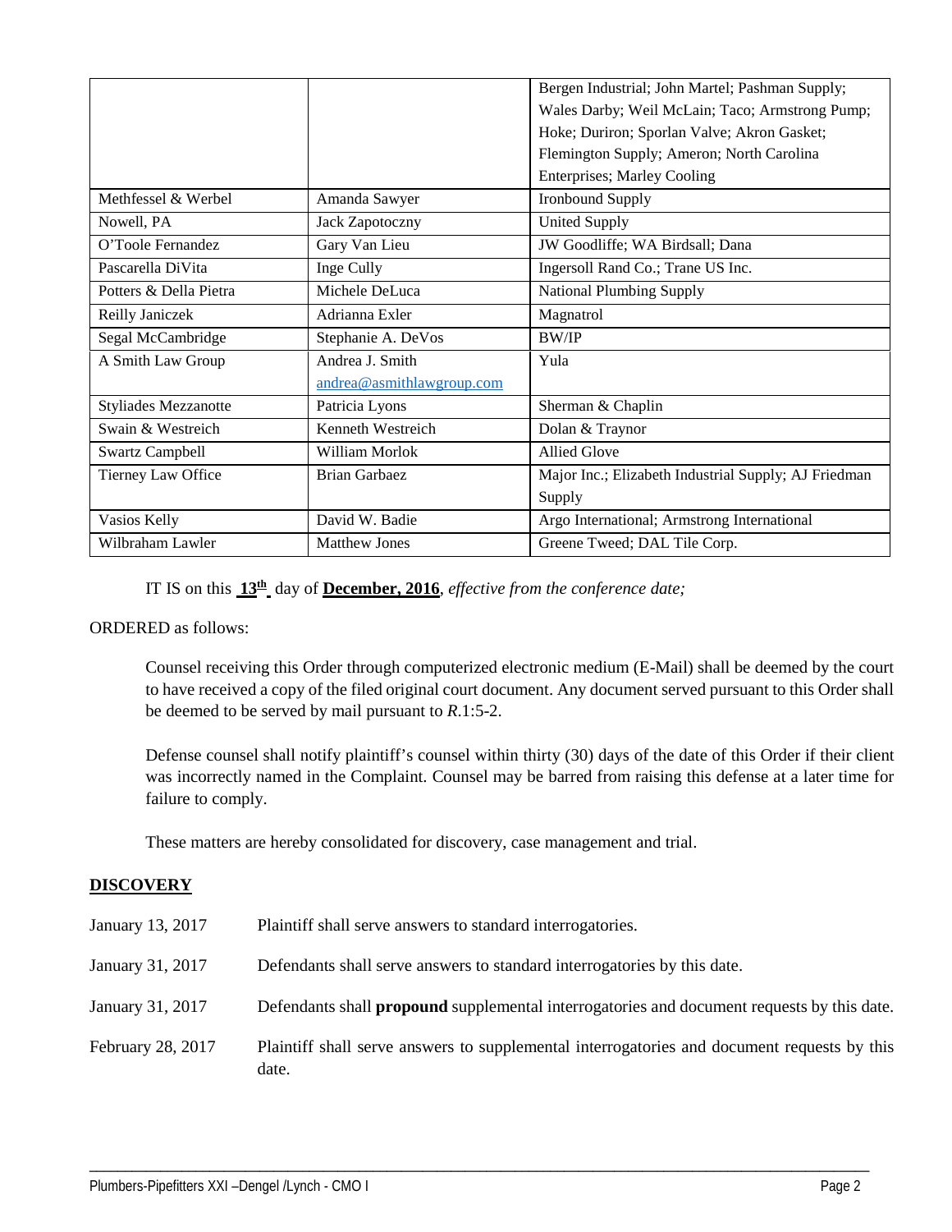| | | |
|---|---|---|
| | | Bergen Industrial; John Martel; Pashman Supply; Wales Darby; Weil McLain; Taco; Armstrong Pump; Hoke; Duriron; Sporlan Valve; Akron Gasket; Flemington Supply; Ameron; North Carolina Enterprises; Marley Cooling |
| Methfessel & Werbel | Amanda Sawyer | Ironbound Supply |
| Nowell, PA | Jack Zapotoczny | United Supply |
| O'Toole Fernandez | Gary Van Lieu | JW Goodliffe; WA Birdsall; Dana |
| Pascarella DiVita | Inge Cully | Ingersoll Rand Co.; Trane US Inc. |
| Potters & Della Pietra | Michele DeLuca | National Plumbing Supply |
| Reilly Janiczek | Adrianna Exler | Magnatrol |
| Segal McCambridge | Stephanie A. DeVos | BW/IP |
| A Smith Law Group | Andrea J. Smith andrea@asmithlawgroup.com | Yula |
| Styliades Mezzanotte | Patricia Lyons | Sherman & Chaplin |
| Swain & Westreich | Kenneth Westreich | Dolan & Traynor |
| Swartz Campbell | William Morlok | Allied Glove |
| Tierney Law Office | Brian Garbaez | Major Inc.; Elizabeth Industrial Supply; AJ Friedman Supply |
| Vasios Kelly | David W. Badie | Argo International; Armstrong International |
| Wilbraham Lawler | Matthew Jones | Greene Tweed; DAL Tile Corp. |

IT IS on this **13th** day of **December, 2016**, *effective from the conference date;*

ORDERED as follows:

Counsel receiving this Order through computerized electronic medium (E-Mail) shall be deemed by the court to have received a copy of the filed original court document. Any document served pursuant to this Order shall be deemed to be served by mail pursuant to *R*.1:5-2.

Defense counsel shall notify plaintiff's counsel within thirty (30) days of the date of this Order if their client was incorrectly named in the Complaint. Counsel may be barred from raising this defense at a later time for failure to comply.

These matters are hereby consolidated for discovery, case management and trial.

**DISCOVERY**

| | |
|---|---|
| January 13, 2017 | Plaintiff shall serve answers to standard interrogatories. |
| January 31, 2017 | Defendants shall serve answers to standard interrogatories by this date. |
| January 31, 2017 | Defendants shall **propound** supplemental interrogatories and document requests by this date. |
| February 28, 2017 | Plaintiff shall serve answers to supplemental interrogatories and document requests by this date. |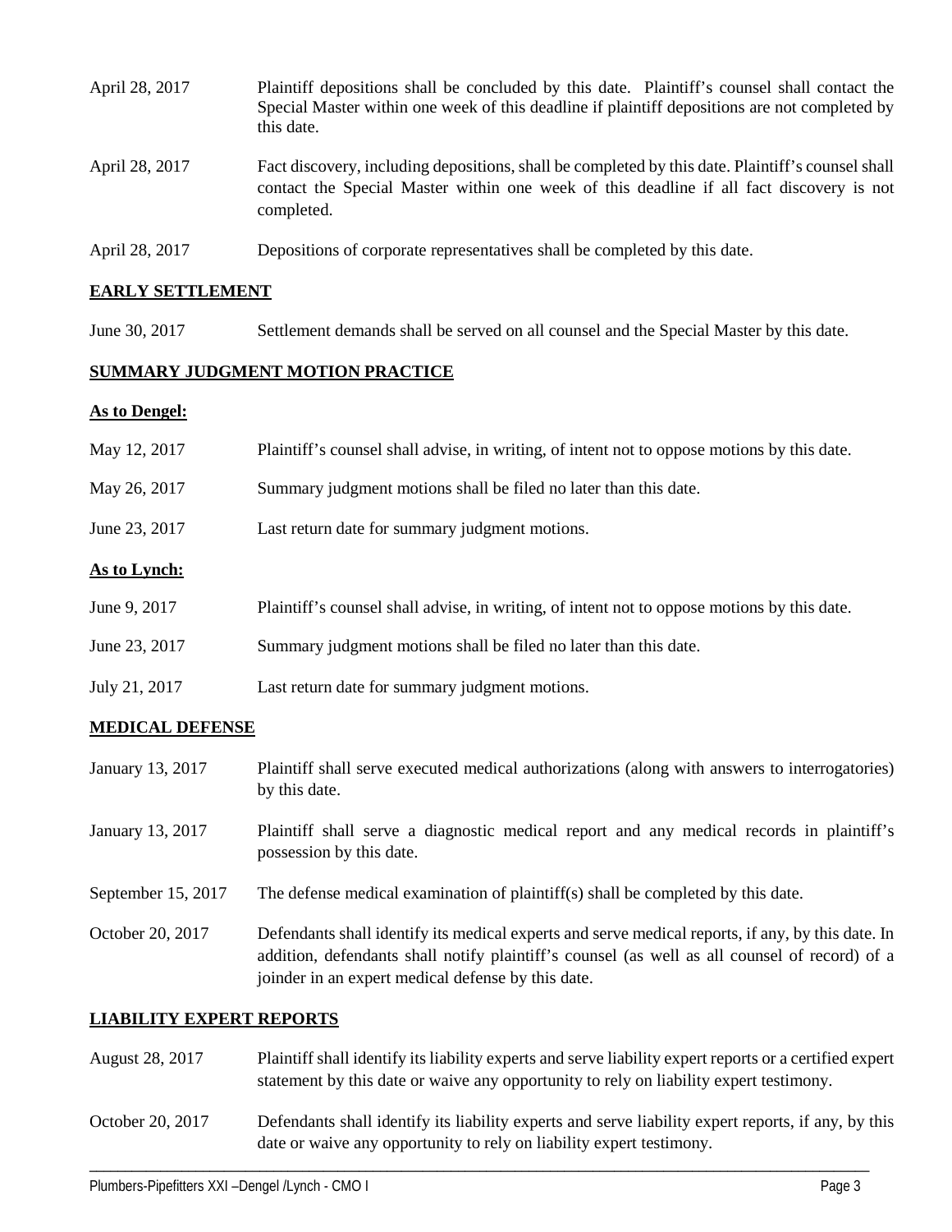April 28, 2017 Plaintiff depositions shall be concluded by this date. Plaintiff's counsel shall contact the Special Master within one week of this deadline if plaintiff depositions are not completed by this date.

April 28, 2017 Fact discovery, including depositions, shall be completed by this date. Plaintiff's counsel shall contact the Special Master within one week of this deadline if all fact discovery is not completed.

April 28, 2017 Depositions of corporate representatives shall be completed by this date.

## EARLY SETTLEMENT

June 30, 2017 Settlement demands shall be served on all counsel and the Special Master by this date.

## SUMMARY JUDGMENT MOTION PRACTICE

### As to Dengel:

May 12, 2017 Plaintiff's counsel shall advise, in writing, of intent not to oppose motions by this date.

May 26, 2017 Summary judgment motions shall be filed no later than this date.

June 23, 2017 Last return date for summary judgment motions.

### As to Lynch:

June 9, 2017 Plaintiff's counsel shall advise, in writing, of intent not to oppose motions by this date.

June 23, 2017 Summary judgment motions shall be filed no later than this date.

July 21, 2017 Last return date for summary judgment motions.

## MEDICAL DEFENSE

January 13, 2017 Plaintiff shall serve executed medical authorizations (along with answers to interrogatories) by this date.

January 13, 2017 Plaintiff shall serve a diagnostic medical report and any medical records in plaintiff's possession by this date.

September 15, 2017 The defense medical examination of plaintiff(s) shall be completed by this date.

October 20, 2017 Defendants shall identify its medical experts and serve medical reports, if any, by this date. In addition, defendants shall notify plaintiff's counsel (as well as all counsel of record) of a joinder in an expert medical defense by this date.

## LIABILITY EXPERT REPORTS

August 28, 2017 Plaintiff shall identify its liability experts and serve liability expert reports or a certified expert statement by this date or waive any opportunity to rely on liability expert testimony.

October 20, 2017 Defendants shall identify its liability experts and serve liability expert reports, if any, by this date or waive any opportunity to rely on liability expert testimony.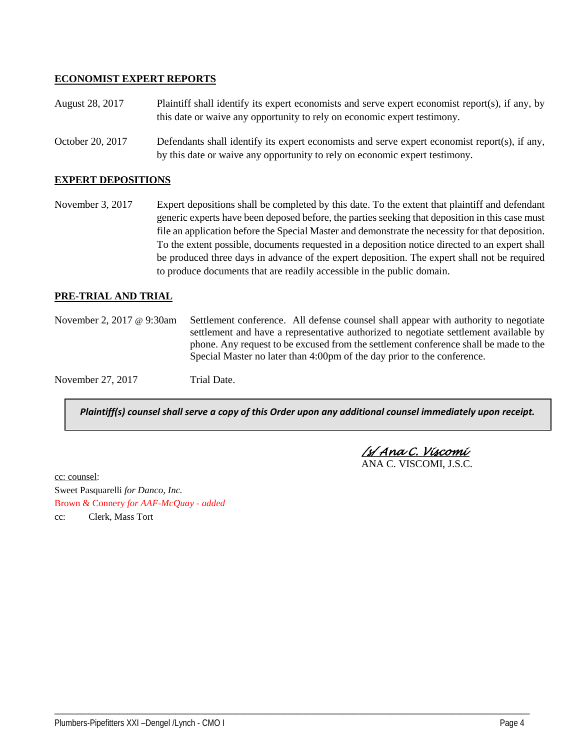**ECONOMIST EXPERT REPORTS**

| | |
|---|---|
| August 28, 2017 | Plaintiff shall identify its expert economists and serve expert economist report(s), if any, by this date or waive any opportunity to rely on economic expert testimony. |
| October 20, 2017 | Defendants shall identify its expert economists and serve expert economist report(s), if any, by this date or waive any opportunity to rely on economic expert testimony. |

**EXPERT DEPOSITIONS**

| | |
|---|---|
| November 3, 2017 | Expert depositions shall be completed by this date. To the extent that plaintiff and defendant generic experts have been deposed before, the parties seeking that deposition in this case must file an application before the Special Master and demonstrate the necessity for that deposition. To the extent possible, documents requested in a deposition notice directed to an expert shall be produced three days in advance of the expert deposition. The expert shall not be required to produce documents that are readily accessible in the public domain. |

**PRE-TRIAL AND TRIAL**

| | |
|---|---|
| November 2, 2017 @ 9:30am | Settlement conference. All defense counsel shall appear with authority to negotiate settlement and have a representative authorized to negotiate settlement available by phone. Any request to be excused from the settlement conference shall be made to the Special Master no later than 4:00pm of the day prior to the conference. |
| November 27, 2017 | Trial Date. |

***Plaintiff(s) counsel shall serve a copy of this Order upon any additional counsel immediately upon receipt.***

/s/ Ana C. Viscomi
ANA C. VISCOMI, J.S.C.

cc: counsel:
Sweet Pasquarelli *for Danco, Inc.*
Brown & Connery *for AAF-McQuay - added*
cc: Clerk, Mass Tort